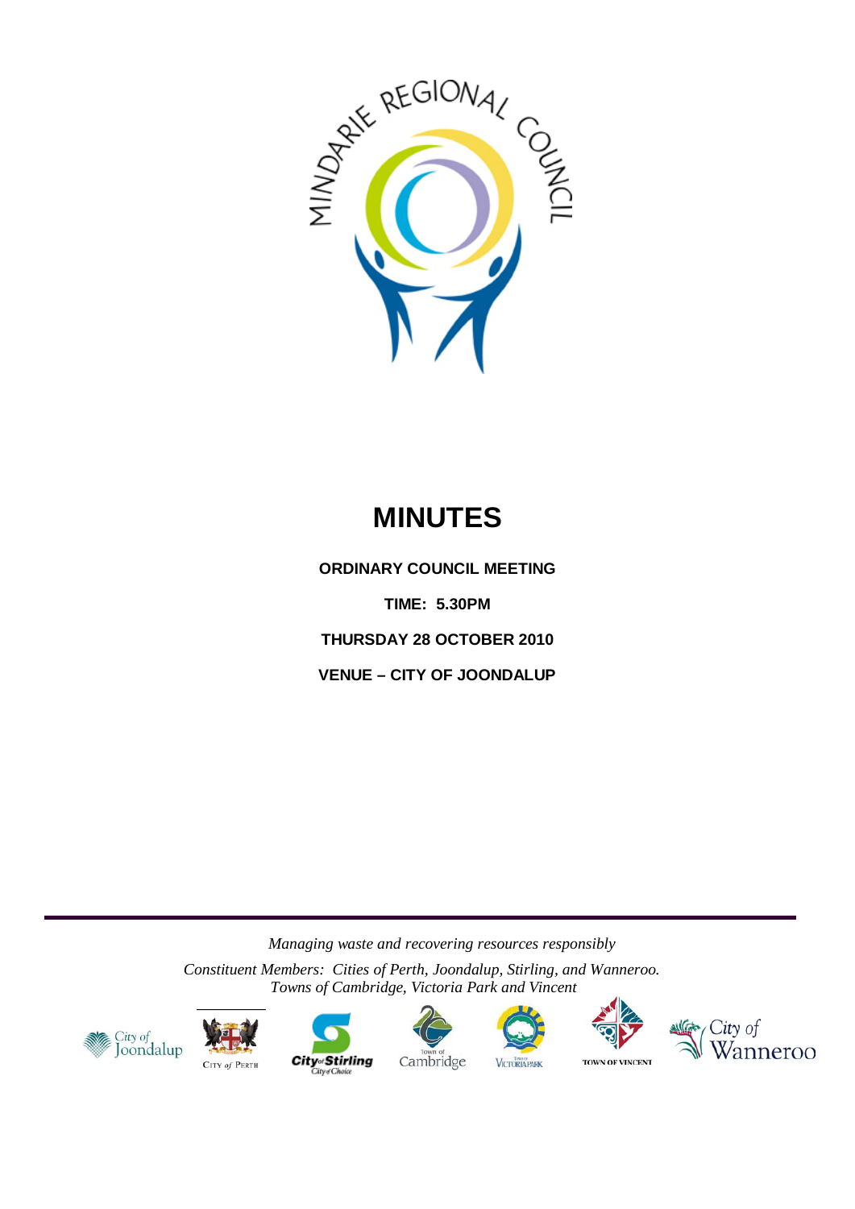MINDARIE REGIONAL COUNCIL

# MINUTES

**ORDINARY COUNCIL MEETING**

**TIME: 5.30PM**

**THURSDAY 28 OCTOBER 2010**

**VENUE – CITY OF JOONDALUP**

---

*Managing waste and recovering resources responsibly*

*Constituent Members: Cities of Perth, Joondalup, Stirling, and Wanneroo. Towns of Cambridge, Victoria Park and Vincent*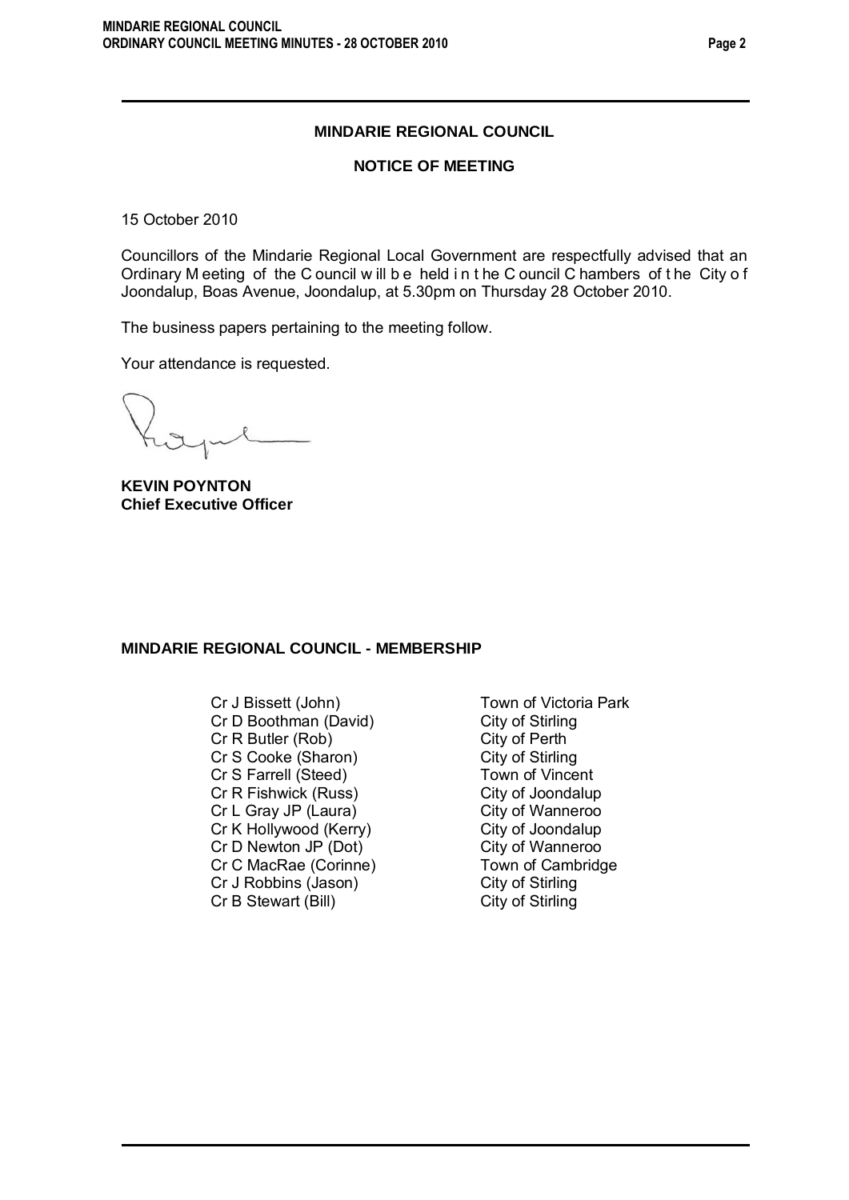## MINDARIE REGIONAL COUNCIL

### NOTICE OF MEETING

15 October 2010

Councillors of the Mindarie Regional Local Government are respectfully advised that an Ordinary Meeting of the Council will be held in the Council Chambers of the City of Joondalup, Boas Avenue, Joondalup, at 5.30pm on Thursday 28 October 2010.

The business papers pertaining to the meeting follow.

Your attendance is requested.

**KEVIN POYNTON**
**Chief Executive Officer**

### MINDARIE REGIONAL COUNCIL - MEMBERSHIP

| | |
|---|---|
| Cr J Bissett (John) | Town of Victoria Park |
| Cr D Boothman (David) | City of Stirling |
| Cr R Butler (Rob) | City of Perth |
| Cr S Cooke (Sharon) | City of Stirling |
| Cr S Farrell (Steed) | Town of Vincent |
| Cr R Fishwick (Russ) | City of Joondalup |
| Cr L Gray JP (Laura) | City of Wanneroo |
| Cr K Hollywood (Kerry) | City of Joondalup |
| Cr D Newton JP (Dot) | City of Wanneroo |
| Cr C MacRae (Corinne) | Town of Cambridge |
| Cr J Robbins (Jason) | City of Stirling |
| Cr B Stewart (Bill) | City of Stirling |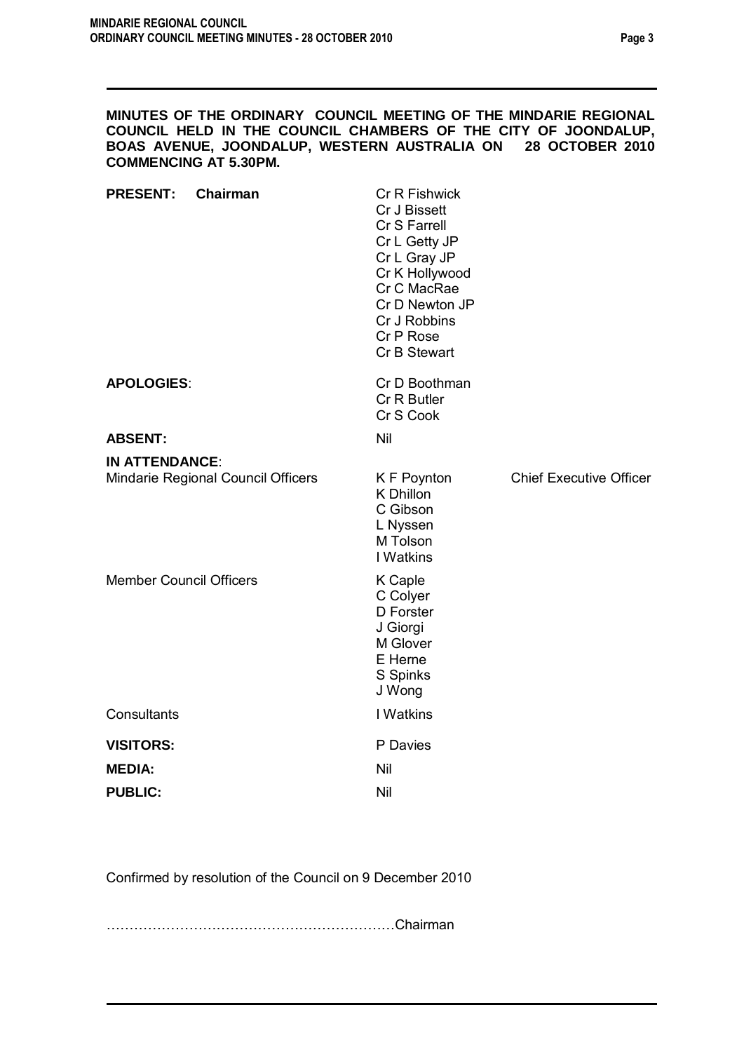**MINUTES OF THE ORDINARY COUNCIL MEETING OF THE MINDARIE REGIONAL COUNCIL HELD IN THE COUNCIL CHAMBERS OF THE CITY OF JOONDALUP, BOAS AVENUE, JOONDALUP, WESTERN AUSTRALIA ON 28 OCTOBER 2010 COMMENCING AT 5.30PM.**

| | | |
|---|---|---|
| **PRESENT: Chairman** | Cr R Fishwick | |
| | Cr J Bissett | |
| | Cr S Farrell | |
| | Cr L Getty JP | |
| | Cr L Gray JP | |
| | Cr K Hollywood | |
| | Cr C MacRae | |
| | Cr D Newton JP | |
| | Cr J Robbins | |
| | Cr P Rose | |
| | Cr B Stewart | |
| **APOLOGIES**: | Cr D Boothman | |
| | Cr R Butler | |
| | Cr S Cook | |
| **ABSENT:** | Nil | |
| **IN ATTENDANCE**: | | |
| Mindarie Regional Council Officers | K F Poynton | Chief Executive Officer |
| | K Dhillon | |
| | C Gibson | |
| | L Nyssen | |
| | M Tolson | |
| | I Watkins | |
| Member Council Officers | K Caple | |
| | C Colyer | |
| | D Forster | |
| | J Giorgi | |
| | M Glover | |
| | E Herne | |
| | S Spinks | |
| | J Wong | |
| Consultants | I Watkins | |
| **VISITORS:** | P Davies | |
| **MEDIA:** | Nil | |
| **PUBLIC:** | Nil | |

Confirmed by resolution of the Council on 9 December 2010

………………………………………………………Chairman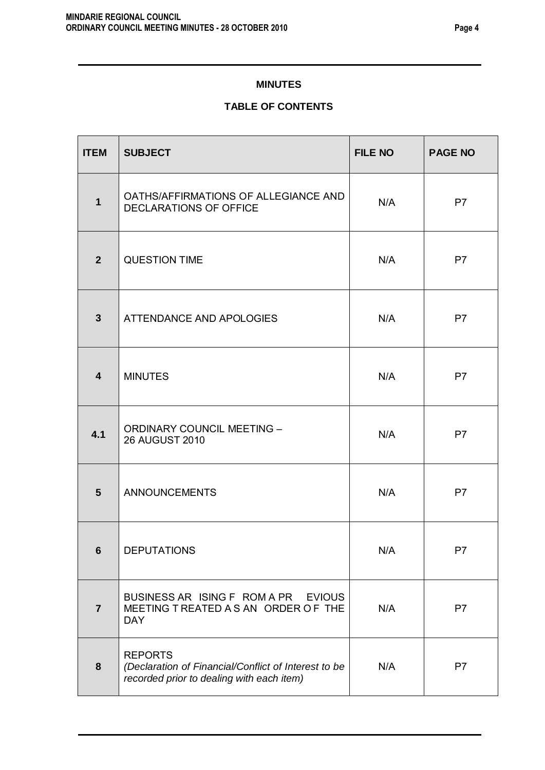**MINUTES**

**TABLE OF CONTENTS**

| ITEM | SUBJECT | FILE NO | PAGE NO |
|---|---|---|---|
| **1** | OATHS/AFFIRMATIONS OF ALLEGIANCE AND DECLARATIONS OF OFFICE | N/A | P7 |
| **2** | QUESTION TIME | N/A | P7 |
| **3** | ATTENDANCE AND APOLOGIES | N/A | P7 |
| **4** | MINUTES | N/A | P7 |
| **4.1** | ORDINARY COUNCIL MEETING – 26 AUGUST 2010 | N/A | P7 |
| **5** | ANNOUNCEMENTS | N/A | P7 |
| **6** | DEPUTATIONS | N/A | P7 |
| **7** | BUSINESS ARISING FROM A PREVIOUS MEETING TREATED AS AN ORDER OF THE DAY | N/A | P7 |
| **8** | REPORTS *(Declaration of Financial/Conflict of Interest to be recorded prior to dealing with each item)* | N/A | P7 |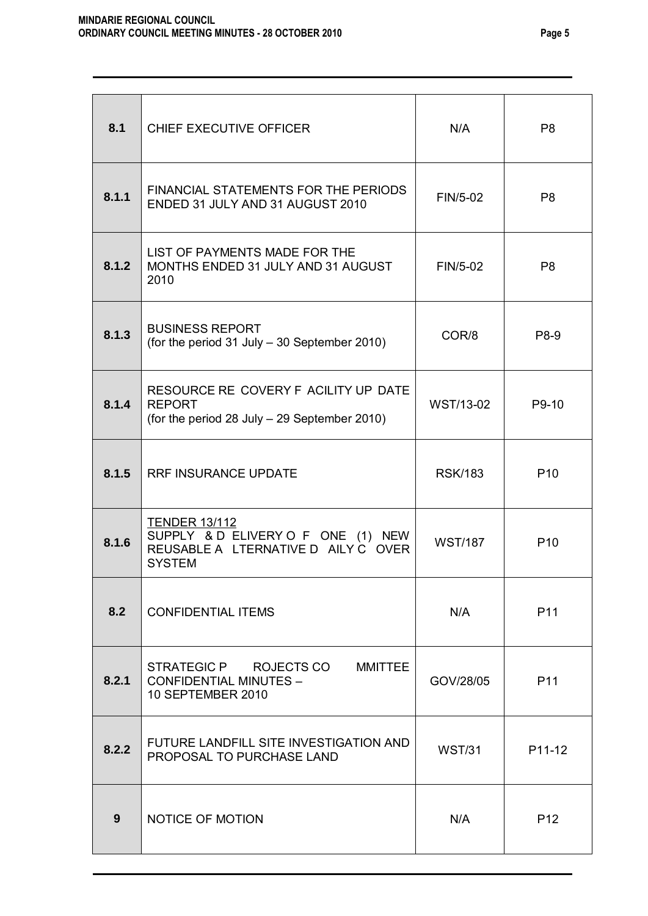| 8.1 | CHIEF EXECUTIVE OFFICER | N/A | P8 |
|---|---|---|---|
| 8.1.1 | FINANCIAL STATEMENTS FOR THE PERIODS ENDED 31 JULY AND 31 AUGUST 2010 | FIN/5-02 | P8 |
| 8.1.2 | LIST OF PAYMENTS MADE FOR THE MONTHS ENDED 31 JULY AND 31 AUGUST 2010 | FIN/5-02 | P8 |
| 8.1.3 | BUSINESS REPORT (for the period 31 July – 30 September 2010) | COR/8 | P8-9 |
| 8.1.4 | RESOURCE RE COVERY F ACILITY UP DATE REPORT (for the period 28 July – 29 September 2010) | WST/13-02 | P9-10 |
| 8.1.5 | RRF INSURANCE UPDATE | RSK/183 | P10 |
| 8.1.6 | TENDER 13/112 SUPPLY & D ELIVERY O F ONE (1) NEW REUSABLE A LTERNATIVE D AILY C OVER SYSTEM | WST/187 | P10 |
| 8.2 | CONFIDENTIAL ITEMS | N/A | P11 |
| 8.2.1 | STRATEGIC P ROJECTS CO MMITTEE CONFIDENTIAL MINUTES – 10 SEPTEMBER 2010 | GOV/28/05 | P11 |
| 8.2.2 | FUTURE LANDFILL SITE INVESTIGATION AND PROPOSAL TO PURCHASE LAND | WST/31 | P11-12 |
| 9 | NOTICE OF MOTION | N/A | P12 |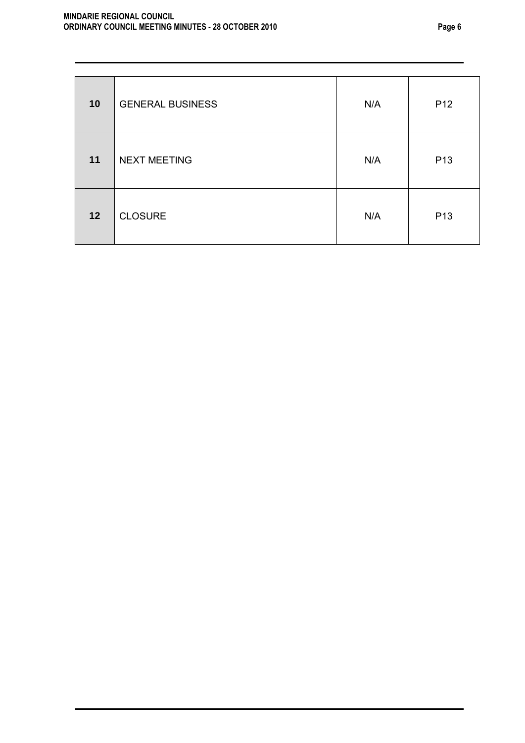| 10 | GENERAL BUSINESS | N/A | P12 |
|---|---|---|---|
| 11 | NEXT MEETING | N/A | P13 |
| 12 | CLOSURE | N/A | P13 |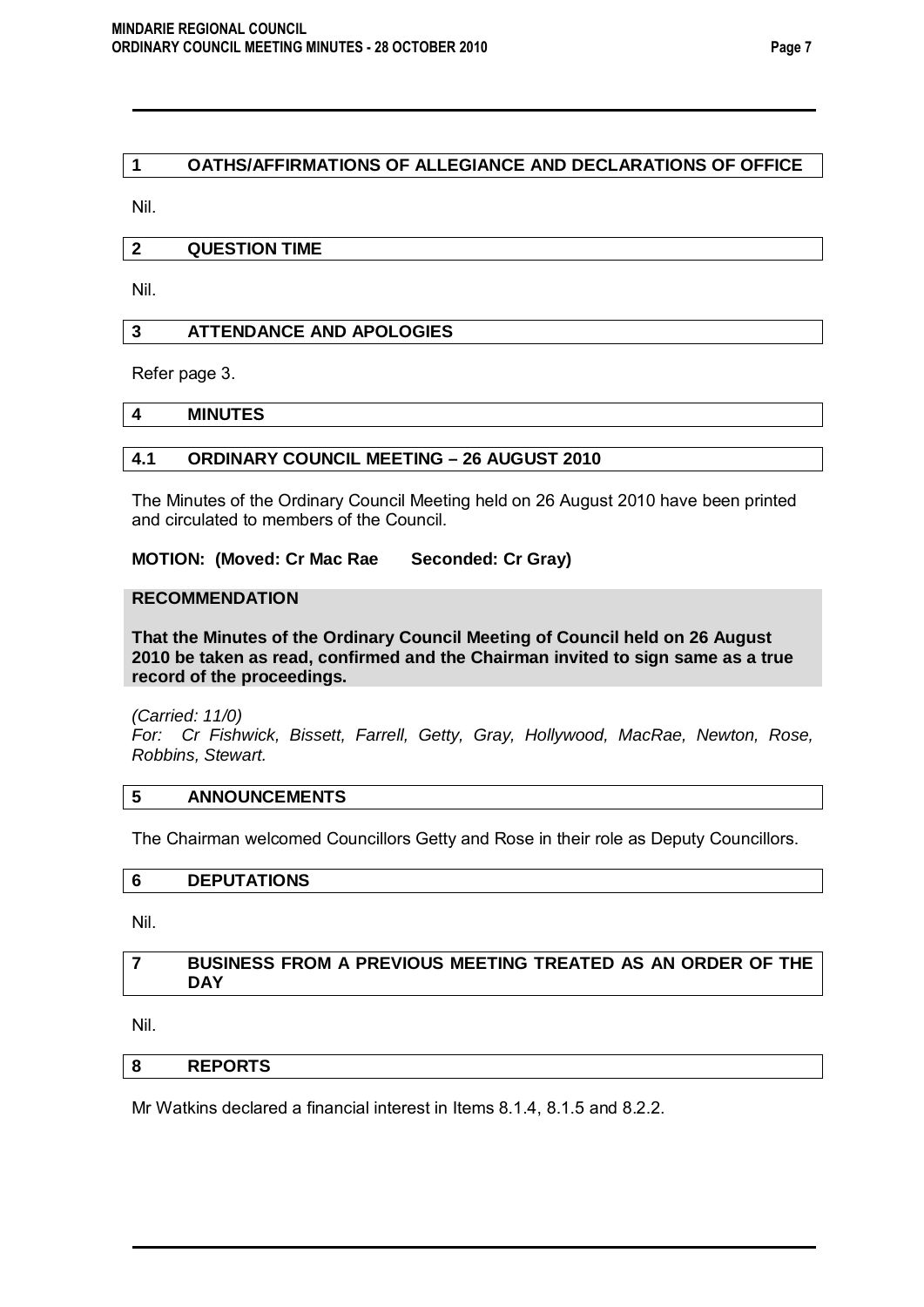## 1 OATHS/AFFIRMATIONS OF ALLEGIANCE AND DECLARATIONS OF OFFICE

Nil.

## 2 QUESTION TIME

Nil.

## 3 ATTENDANCE AND APOLOGIES

Refer page 3.

## 4 MINUTES

### 4.1 ORDINARY COUNCIL MEETING – 26 AUGUST 2010

The Minutes of the Ordinary Council Meeting held on 26 August 2010 have been printed and circulated to members of the Council.

**MOTION: (Moved: Cr Mac Rae Seconded: Cr Gray)**

**RECOMMENDATION**

**That the Minutes of the Ordinary Council Meeting of Council held on 26 August 2010 be taken as read, confirmed and the Chairman invited to sign same as a true record of the proceedings.**

*(Carried: 11/0)*
*For: Cr Fishwick, Bissett, Farrell, Getty, Gray, Hollywood, MacRae, Newton, Rose, Robbins, Stewart.*

## 5 ANNOUNCEMENTS

The Chairman welcomed Councillors Getty and Rose in their role as Deputy Councillors.

## 6 DEPUTATIONS

Nil.

## 7 BUSINESS FROM A PREVIOUS MEETING TREATED AS AN ORDER OF THE DAY

Nil.

## 8 REPORTS

Mr Watkins declared a financial interest in Items 8.1.4, 8.1.5 and 8.2.2.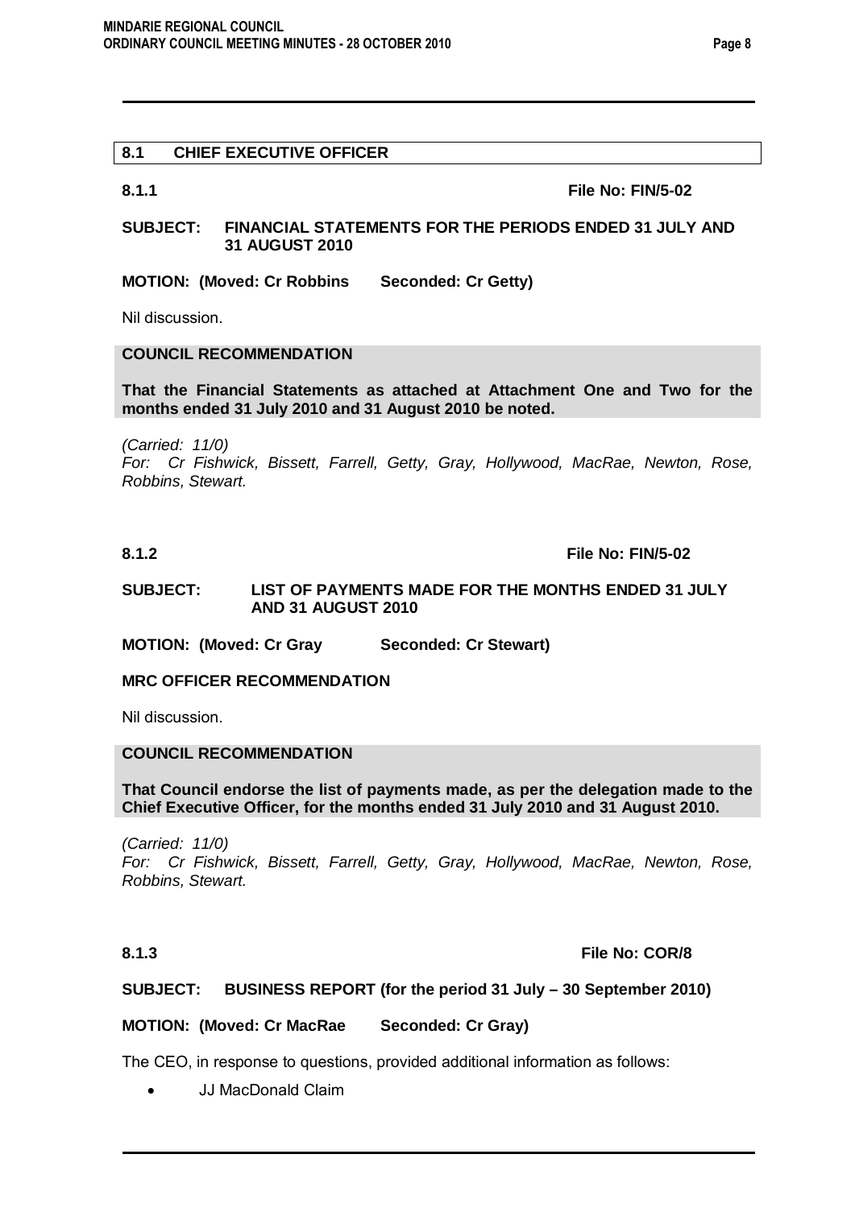## 8.1 CHIEF EXECUTIVE OFFICER

**8.1.1** **File No: FIN/5-02**

**SUBJECT: FINANCIAL STATEMENTS FOR THE PERIODS ENDED 31 JULY AND 31 AUGUST 2010**

**MOTION: (Moved: Cr Robbins Seconded: Cr Getty)**

Nil discussion.

**COUNCIL RECOMMENDATION**

**That the Financial Statements as attached at Attachment One and Two for the months ended 31 July 2010 and 31 August 2010 be noted.**

*(Carried: 11/0)*
*For: Cr Fishwick, Bissett, Farrell, Getty, Gray, Hollywood, MacRae, Newton, Rose, Robbins, Stewart.*

**8.1.2** **File No: FIN/5-02**

**SUBJECT: LIST OF PAYMENTS MADE FOR THE MONTHS ENDED 31 JULY AND 31 AUGUST 2010**

**MOTION: (Moved: Cr Gray Seconded: Cr Stewart)**

**MRC OFFICER RECOMMENDATION**

Nil discussion.

**COUNCIL RECOMMENDATION**

**That Council endorse the list of payments made, as per the delegation made to the Chief Executive Officer, for the months ended 31 July 2010 and 31 August 2010.**

*(Carried: 11/0)*
*For: Cr Fishwick, Bissett, Farrell, Getty, Gray, Hollywood, MacRae, Newton, Rose, Robbins, Stewart.*

**8.1.3** **File No: COR/8**

**SUBJECT: BUSINESS REPORT (for the period 31 July – 30 September 2010)**

**MOTION: (Moved: Cr MacRae Seconded: Cr Gray)**

The CEO, in response to questions, provided additional information as follows:

- JJ MacDonald Claim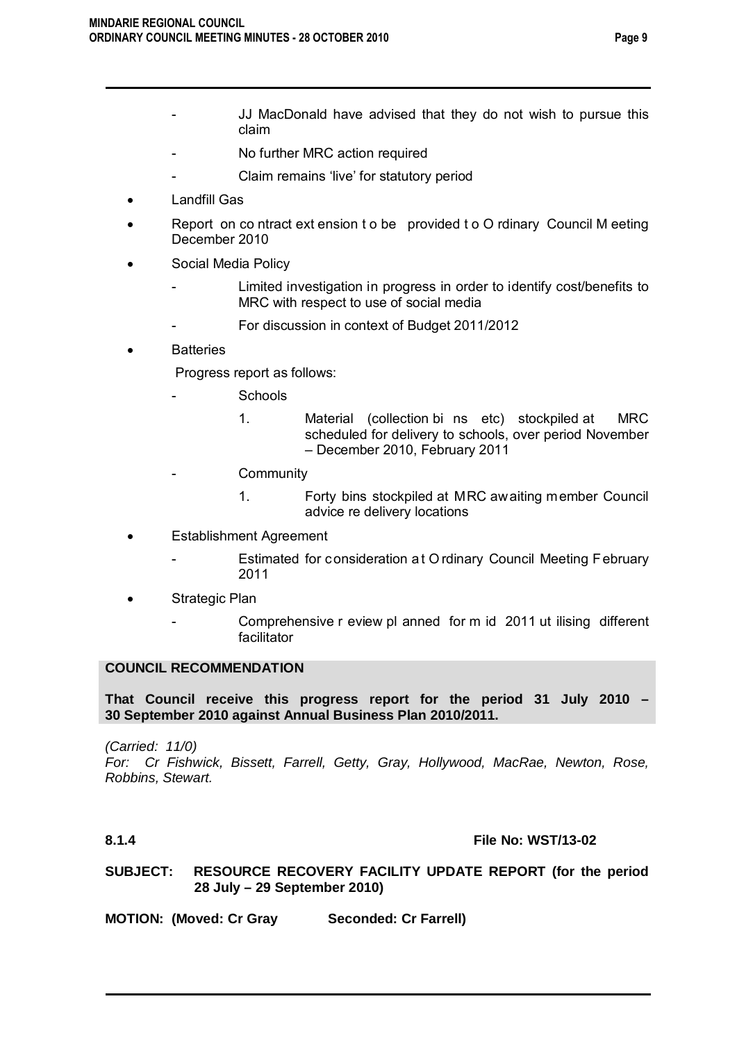- JJ MacDonald have advised that they do not wish to pursue this claim
    - No further MRC action required
    - Claim remains 'live' for statutory period

- Landfill Gas
- Report on contract extension to be provided to Ordinary Council Meeting December 2010
- Social Media Policy
    - Limited investigation in progress in order to identify cost/benefits to MRC with respect to use of social media
    - For discussion in context of Budget 2011/2012
- Batteries

  Progress report as follows:

    - Schools
        1. Material (collection bins etc) stockpiled at MRC scheduled for delivery to schools, over period November – December 2010, February 2011
    - Community
        1. Forty bins stockpiled at MRC awaiting member Council advice re delivery locations
- Establishment Agreement
    - Estimated for consideration at Ordinary Council Meeting February 2011
- Strategic Plan
    - Comprehensive review planned for mid 2011 utilising different facilitator

**COUNCIL RECOMMENDATION**

**That Council receive this progress report for the period 31 July 2010 – 30 September 2010 against Annual Business Plan 2010/2011.**

*(Carried: 11/0)*
*For: Cr Fishwick, Bissett, Farrell, Getty, Gray, Hollywood, MacRae, Newton, Rose, Robbins, Stewart.*

**8.1.4** **File No: WST/13-02**

**SUBJECT: RESOURCE RECOVERY FACILITY UPDATE REPORT (for the period 28 July – 29 September 2010)**

**MOTION: (Moved: Cr Gray Seconded: Cr Farrell)**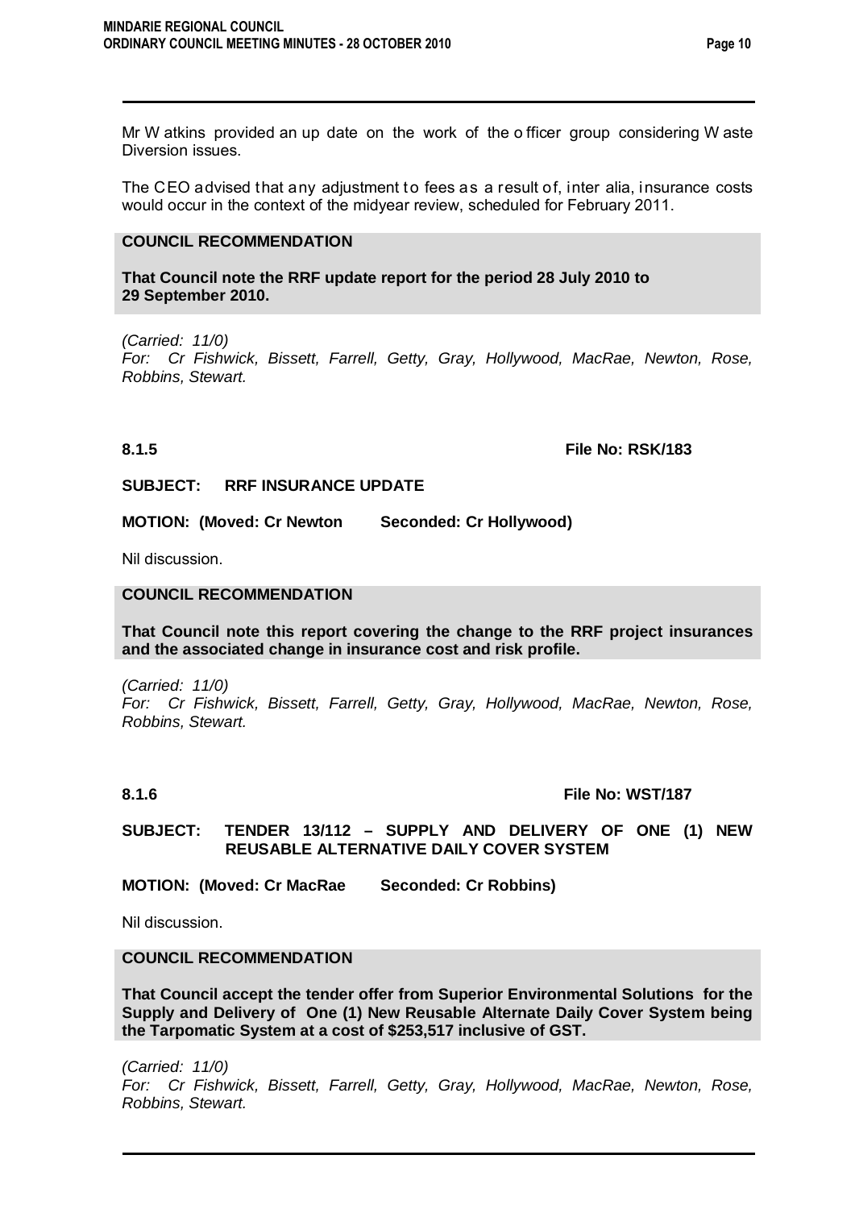Mr Watkins provided an up date on the work of the officer group considering Waste Diversion issues.

The CEO advised that any adjustment to fees as a result of, inter alia, insurance costs would occur in the context of the midyear review, scheduled for February 2011.

**COUNCIL RECOMMENDATION**

**That Council note the RRF update report for the period 28 July 2010 to 29 September 2010.**

*(Carried: 11/0)*
*For: Cr Fishwick, Bissett, Farrell, Getty, Gray, Hollywood, MacRae, Newton, Rose, Robbins, Stewart.*

**8.1.5 File No: RSK/183**

**SUBJECT: RRF INSURANCE UPDATE**

**MOTION: (Moved: Cr Newton Seconded: Cr Hollywood)**

Nil discussion.

**COUNCIL RECOMMENDATION**

**That Council note this report covering the change to the RRF project insurances and the associated change in insurance cost and risk profile.**

*(Carried: 11/0)*
*For: Cr Fishwick, Bissett, Farrell, Getty, Gray, Hollywood, MacRae, Newton, Rose, Robbins, Stewart.*

**8.1.6 File No: WST/187**

**SUBJECT: TENDER 13/112 – SUPPLY AND DELIVERY OF ONE (1) NEW REUSABLE ALTERNATIVE DAILY COVER SYSTEM**

**MOTION: (Moved: Cr MacRae Seconded: Cr Robbins)**

Nil discussion.

**COUNCIL RECOMMENDATION**

**That Council accept the tender offer from Superior Environmental Solutions for the Supply and Delivery of One (1) New Reusable Alternate Daily Cover System being the Tarpomatic System at a cost of $253,517 inclusive of GST.**

*(Carried: 11/0)*
*For: Cr Fishwick, Bissett, Farrell, Getty, Gray, Hollywood, MacRae, Newton, Rose, Robbins, Stewart.*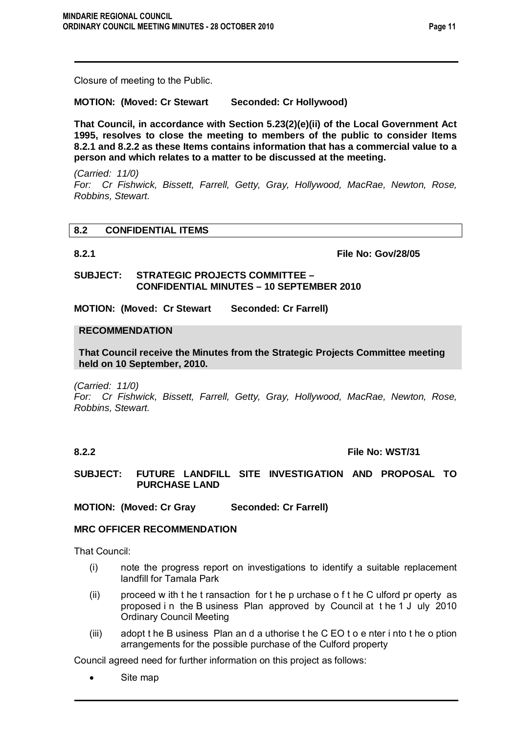Closure of meeting to the Public.

**MOTION: (Moved: Cr Stewart Seconded: Cr Hollywood)**

**That Council, in accordance with Section 5.23(2)(e)(ii) of the Local Government Act 1995, resolves to close the meeting to members of the public to consider Items 8.2.1 and 8.2.2 as these Items contains information that has a commercial value to a person and which relates to a matter to be discussed at the meeting.**

*(Carried: 11/0)*
*For: Cr Fishwick, Bissett, Farrell, Getty, Gray, Hollywood, MacRae, Newton, Rose, Robbins, Stewart.*

## 8.2 CONFIDENTIAL ITEMS

**8.2.1** **File No: Gov/28/05**

**SUBJECT: STRATEGIC PROJECTS COMMITTEE – CONFIDENTIAL MINUTES – 10 SEPTEMBER 2010**

**MOTION: (Moved: Cr Stewart Seconded: Cr Farrell)**

**RECOMMENDATION**

**That Council receive the Minutes from the Strategic Projects Committee meeting held on 10 September, 2010.**

*(Carried: 11/0)*
*For: Cr Fishwick, Bissett, Farrell, Getty, Gray, Hollywood, MacRae, Newton, Rose, Robbins, Stewart.*

**8.2.2** **File No: WST/31**

**SUBJECT: FUTURE LANDFILL SITE INVESTIGATION AND PROPOSAL TO PURCHASE LAND**

**MOTION: (Moved: Cr Gray Seconded: Cr Farrell)**

**MRC OFFICER RECOMMENDATION**

That Council:

- (i) note the progress report on investigations to identify a suitable replacement landfill for Tamala Park
- (ii) proceed with the transaction for the purchase of the Culford property as proposed in the Business Plan approved by Council at the 1 July 2010 Ordinary Council Meeting
- (iii) adopt the Business Plan and authorise the CEO to enter into the option arrangements for the possible purchase of the Culford property

Council agreed need for further information on this project as follows:

- Site map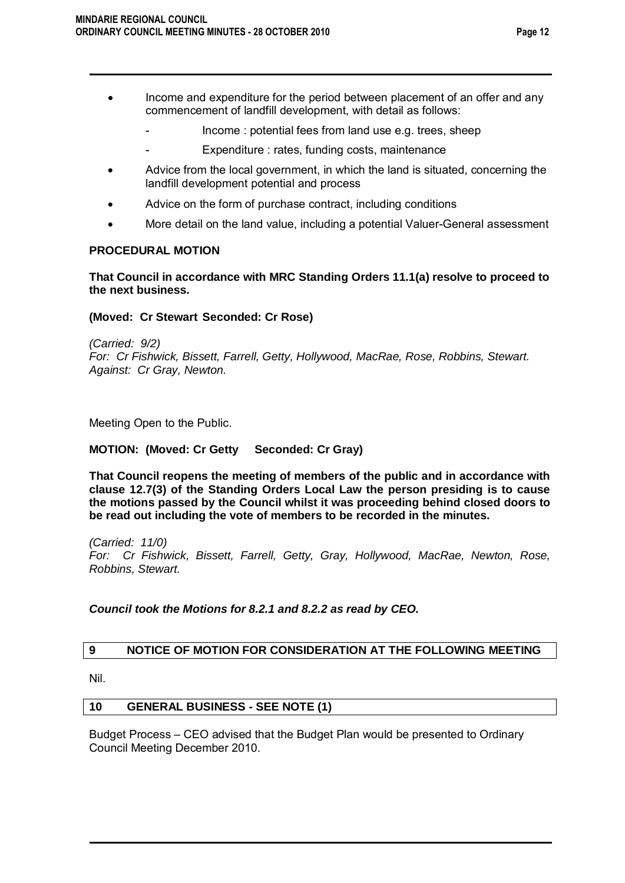- Income and expenditure for the period between placement of an offer and any commencement of landfill development, with detail as follows:
  - Income : potential fees from land use e.g. trees, sheep
  - Expenditure : rates, funding costs, maintenance
- Advice from the local government, in which the land is situated, concerning the landfill development potential and process
- Advice on the form of purchase contract, including conditions
- More detail on the land value, including a potential Valuer-General assessment

**PROCEDURAL MOTION**

**That Council in accordance with MRC Standing Orders 11.1(a) resolve to proceed to the next business.**

**(Moved: Cr Stewart Seconded: Cr Rose)**

*(Carried: 9/2)*
*For: Cr Fishwick, Bissett, Farrell, Getty, Hollywood, MacRae, Rose, Robbins, Stewart.*
*Against: Cr Gray, Newton.*

Meeting Open to the Public.

**MOTION: (Moved: Cr Getty Seconded: Cr Gray)**

**That Council reopens the meeting of members of the public and in accordance with clause 12.7(3) of the Standing Orders Local Law the person presiding is to cause the motions passed by the Council whilst it was proceeding behind closed doors to be read out including the vote of members to be recorded in the minutes.**

*(Carried: 11/0)*
*For: Cr Fishwick, Bissett, Farrell, Getty, Gray, Hollywood, MacRae, Newton, Rose, Robbins, Stewart.*

***Council took the Motions for 8.2.1 and 8.2.2 as read by CEO.***

## 9 NOTICE OF MOTION FOR CONSIDERATION AT THE FOLLOWING MEETING

Nil.

## 10 GENERAL BUSINESS - SEE NOTE (1)

Budget Process – CEO advised that the Budget Plan would be presented to Ordinary Council Meeting December 2010.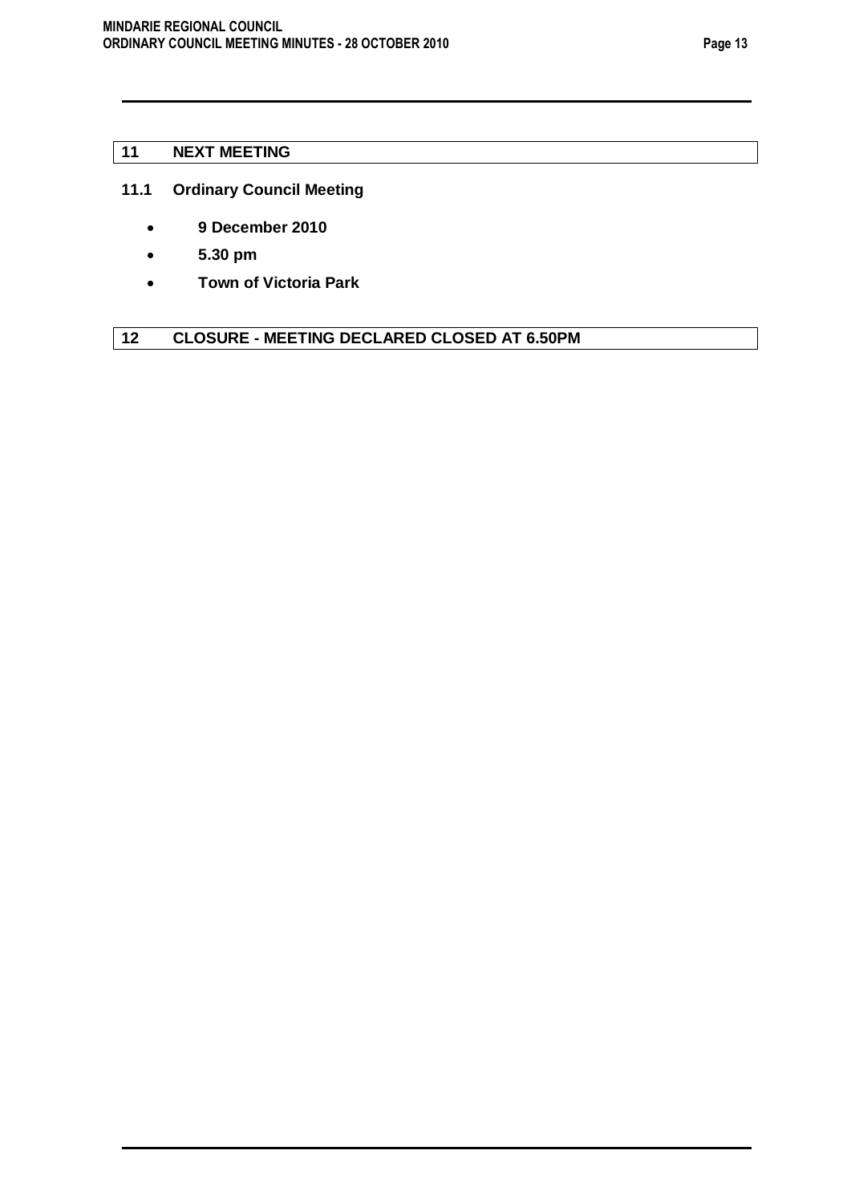## 11 NEXT MEETING

### 11.1 Ordinary Council Meeting

- **9 December 2010**
- **5.30 pm**
- **Town of Victoria Park**

## 12 CLOSURE - MEETING DECLARED CLOSED AT 6.50PM